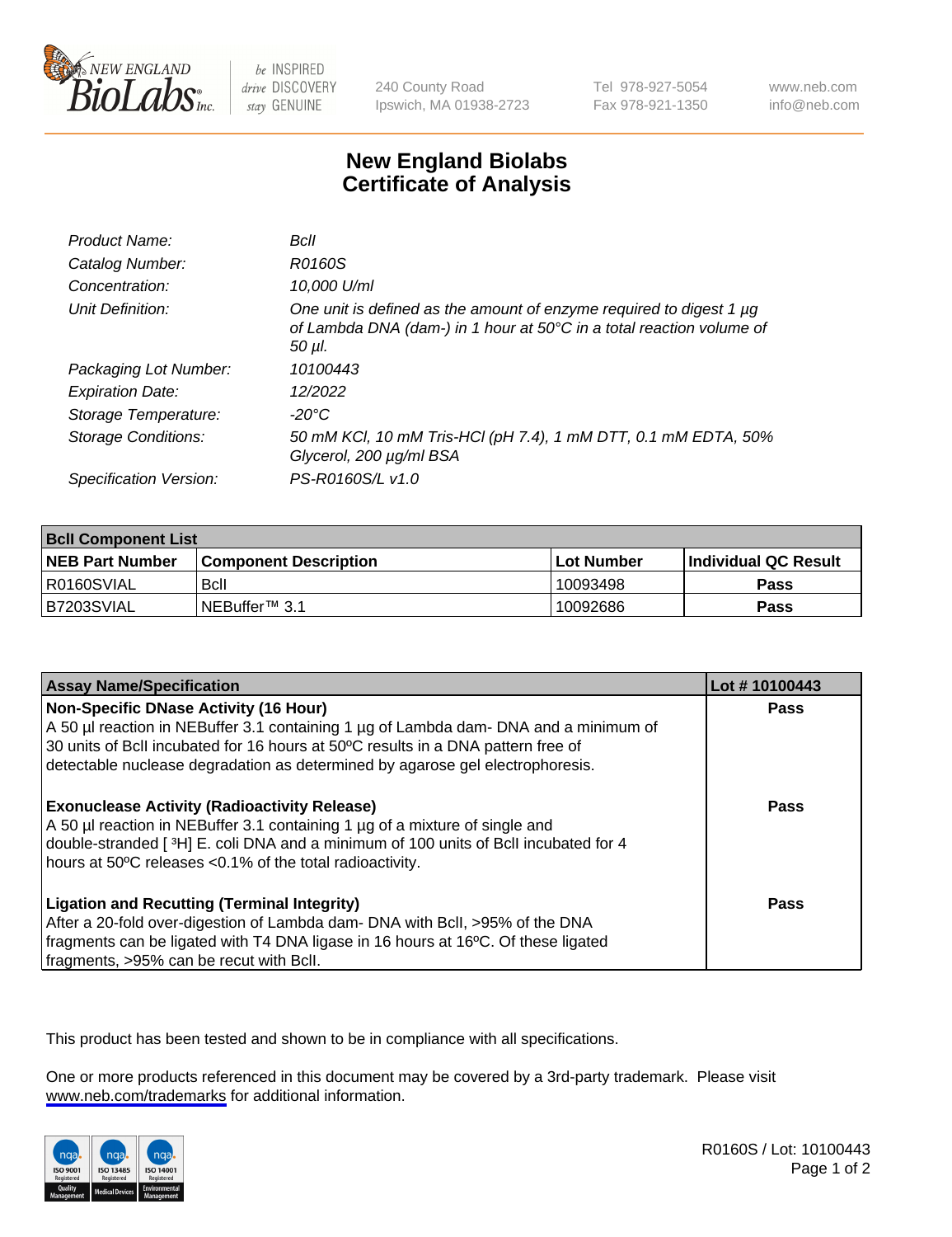# New England Biolabs Certificate of Analysis

| | |
|---|---|
| *Product Name:* | *BclI* |
| *Catalog Number:* | *R0160S* |
| *Concentration:* | *10,000 U/ml* |
| *Unit Definition:* | *One unit is defined as the amount of enzyme required to digest 1 µg of Lambda DNA (dam-) in 1 hour at 50°C in a total reaction volume of 50 µl.* |
| *Packaging Lot Number:* | *10100443* |
| *Expiration Date:* | *12/2022* |
| *Storage Temperature:* | *-20°C* |
| *Storage Conditions:* | *50 mM KCl, 10 mM Tris-HCl (pH 7.4), 1 mM DTT, 0.1 mM EDTA, 50% Glycerol, 200 µg/ml BSA* |
| *Specification Version:* | *PS-R0160S/L v1.0* |

| BclI Component List | | | |
|---|---|---|---|
| **NEB Part Number** | **Component Description** | **Lot Number** | **Individual QC Result** |
| R0160SVIAL | BclI | 10093498 | **Pass** |
| B7203SVIAL | NEBuffer™ 3.1 | 10092686 | **Pass** |

| Assay Name/Specification | Lot # 10100443 |
|---|---|
| **Non-Specific DNase Activity (16 Hour)** A 50 µl reaction in NEBuffer 3.1 containing 1 µg of Lambda dam- DNA and a minimum of 30 units of BclI incubated for 16 hours at 50ºC results in a DNA pattern free of detectable nuclease degradation as determined by agarose gel electrophoresis. | **Pass** |
| **Exonuclease Activity (Radioactivity Release)** A 50 µl reaction in NEBuffer 3.1 containing 1 µg of a mixture of single and double-stranded [ $^{3}$H] E. coli DNA and a minimum of 100 units of BclI incubated for 4 hours at 50ºC releases <0.1% of the total radioactivity. | **Pass** |
| **Ligation and Recutting (Terminal Integrity)** After a 20-fold over-digestion of Lambda dam- DNA with BclI, >95% of the DNA fragments can be ligated with T4 DNA ligase in 16 hours at 16ºC. Of these ligated fragments, >95% can be recut with BclI. | **Pass** |

This product has been tested and shown to be in compliance with all specifications.

One or more products referenced in this document may be covered by a 3rd-party trademark. Please visit www.neb.com/trademarks for additional information.

R0160S / Lot: 10100443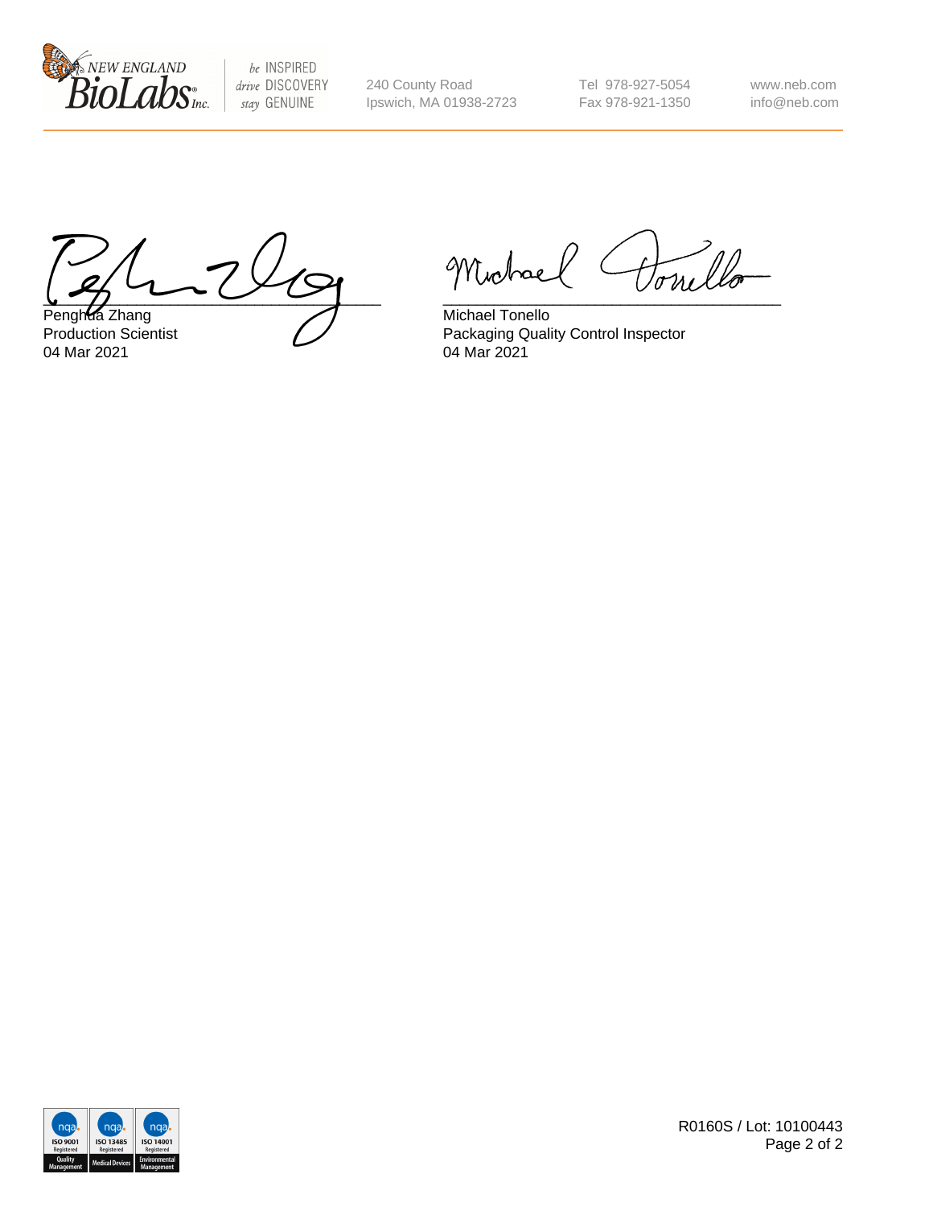Penghua Zhang
Production Scientist
04 Mar 2021

Michael Tonello
Packaging Quality Control Inspector
04 Mar 2021

R0160S / Lot: 10100443